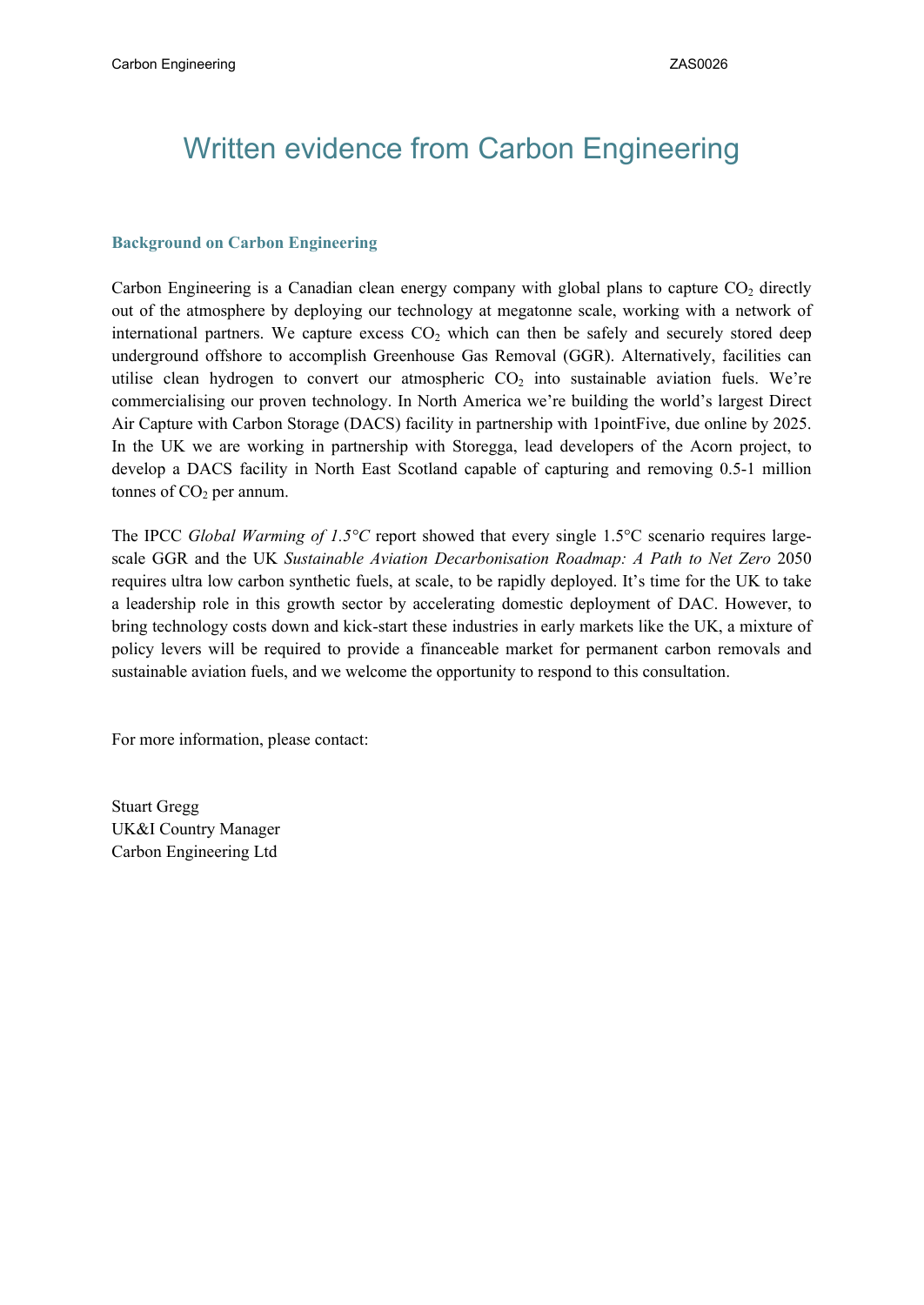# Written evidence from Carbon Engineering

## Background on Carbon Engineering

Carbon Engineering is a Canadian clean energy company with global plans to capture $CO_2$ directly out of the atmosphere by deploying our technology at megatonne scale, working with a network of international partners. We capture excess $CO_2$ which can then be safely and securely stored deep underground offshore to accomplish Greenhouse Gas Removal (GGR). Alternatively, facilities can utilise clean hydrogen to convert our atmospheric $CO_2$ into sustainable aviation fuels. We're commercialising our proven technology. In North America we're building the world's largest Direct Air Capture with Carbon Storage (DACS) facility in partnership with 1pointFive, due online by 2025. In the UK we are working in partnership with Storegga, lead developers of the Acorn project, to develop a DACS facility in North East Scotland capable of capturing and removing 0.5-1 million tonnes of $CO_2$ per annum.

The IPCC *Global Warming of 1.5°C* report showed that every single 1.5°C scenario requires large-scale GGR and the UK *Sustainable Aviation Decarbonisation Roadmap: A Path to Net Zero* 2050 requires ultra low carbon synthetic fuels, at scale, to be rapidly deployed. It's time for the UK to take a leadership role in this growth sector by accelerating domestic deployment of DAC. However, to bring technology costs down and kick-start these industries in early markets like the UK, a mixture of policy levers will be required to provide a financeable market for permanent carbon removals and sustainable aviation fuels, and we welcome the opportunity to respond to this consultation.

For more information, please contact:

Stuart Gregg
UK&I Country Manager
Carbon Engineering Ltd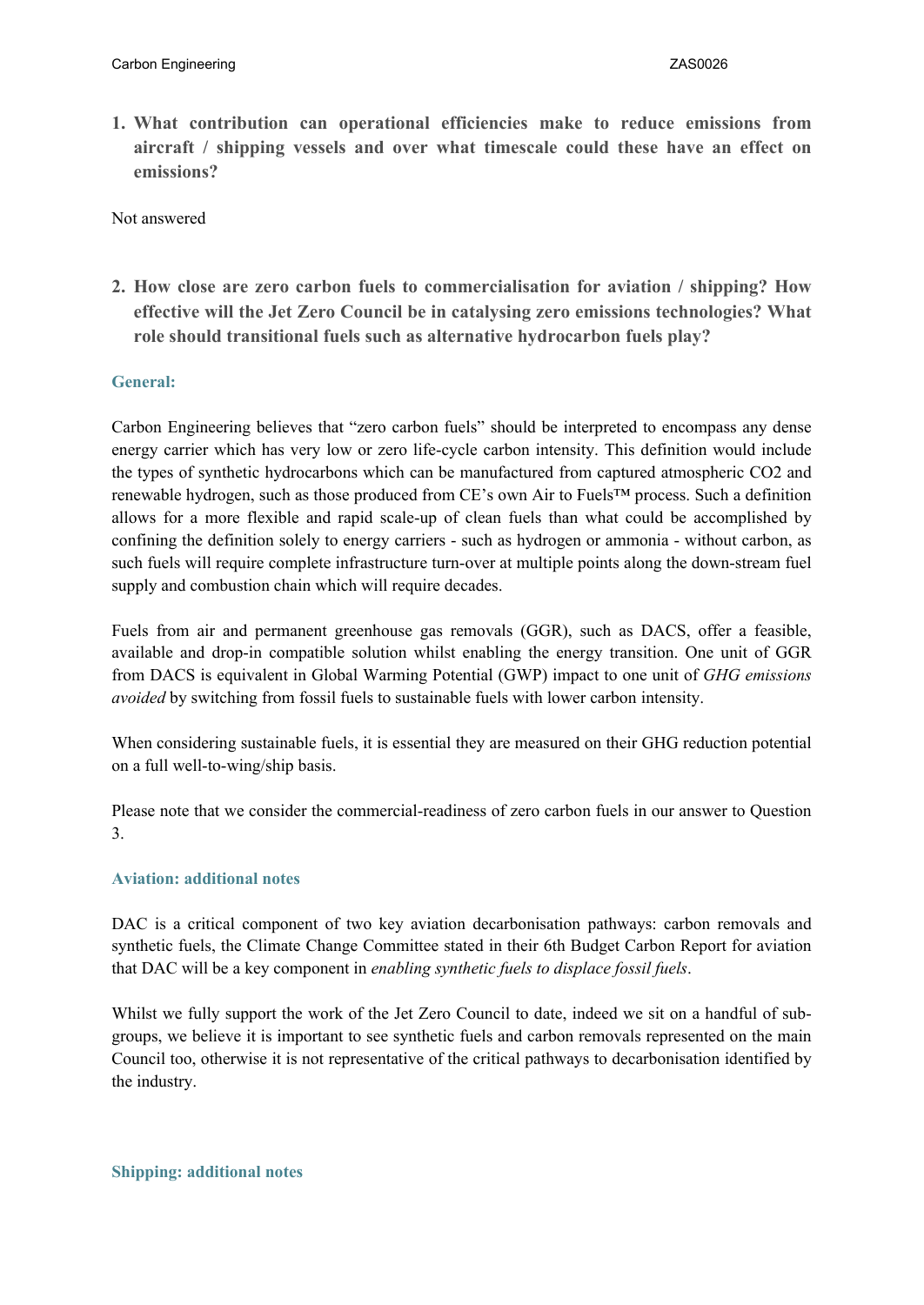1. **What contribution can operational efficiencies make to reduce emissions from aircraft / shipping vessels and over what timescale could these have an effect on emissions?**

Not answered

2. **How close are zero carbon fuels to commercialisation for aviation / shipping? How effective will the Jet Zero Council be in catalysing zero emissions technologies? What role should transitional fuels such as alternative hydrocarbon fuels play?**

### General:

Carbon Engineering believes that "zero carbon fuels" should be interpreted to encompass any dense energy carrier which has very low or zero life-cycle carbon intensity. This definition would include the types of synthetic hydrocarbons which can be manufactured from captured atmospheric $CO_2$ and renewable hydrogen, such as those produced from CE's own Air to Fuels™ process. Such a definition allows for a more flexible and rapid scale-up of clean fuels than what could be accomplished by confining the definition solely to energy carriers - such as hydrogen or ammonia - without carbon, as such fuels will require complete infrastructure turn-over at multiple points along the down-stream fuel supply and combustion chain which will require decades.

Fuels from air and permanent greenhouse gas removals (GGR), such as DACS, offer a feasible, available and drop-in compatible solution whilst enabling the energy transition. One unit of GGR from DACS is equivalent in Global Warming Potential (GWP) impact to one unit of *GHG emissions avoided* by switching from fossil fuels to sustainable fuels with lower carbon intensity.

When considering sustainable fuels, it is essential they are measured on their GHG reduction potential on a full well-to-wing/ship basis.

Please note that we consider the commercial-readiness of zero carbon fuels in our answer to Question 3.

### Aviation: additional notes

DAC is a critical component of two key aviation decarbonisation pathways: carbon removals and synthetic fuels, the Climate Change Committee stated in their 6th Budget Carbon Report for aviation that DAC will be a key component in *enabling synthetic fuels to displace fossil fuels*.

Whilst we fully support the work of the Jet Zero Council to date, indeed we sit on a handful of sub-groups, we believe it is important to see synthetic fuels and carbon removals represented on the main Council too, otherwise it is not representative of the critical pathways to decarbonisation identified by the industry.

### Shipping: additional notes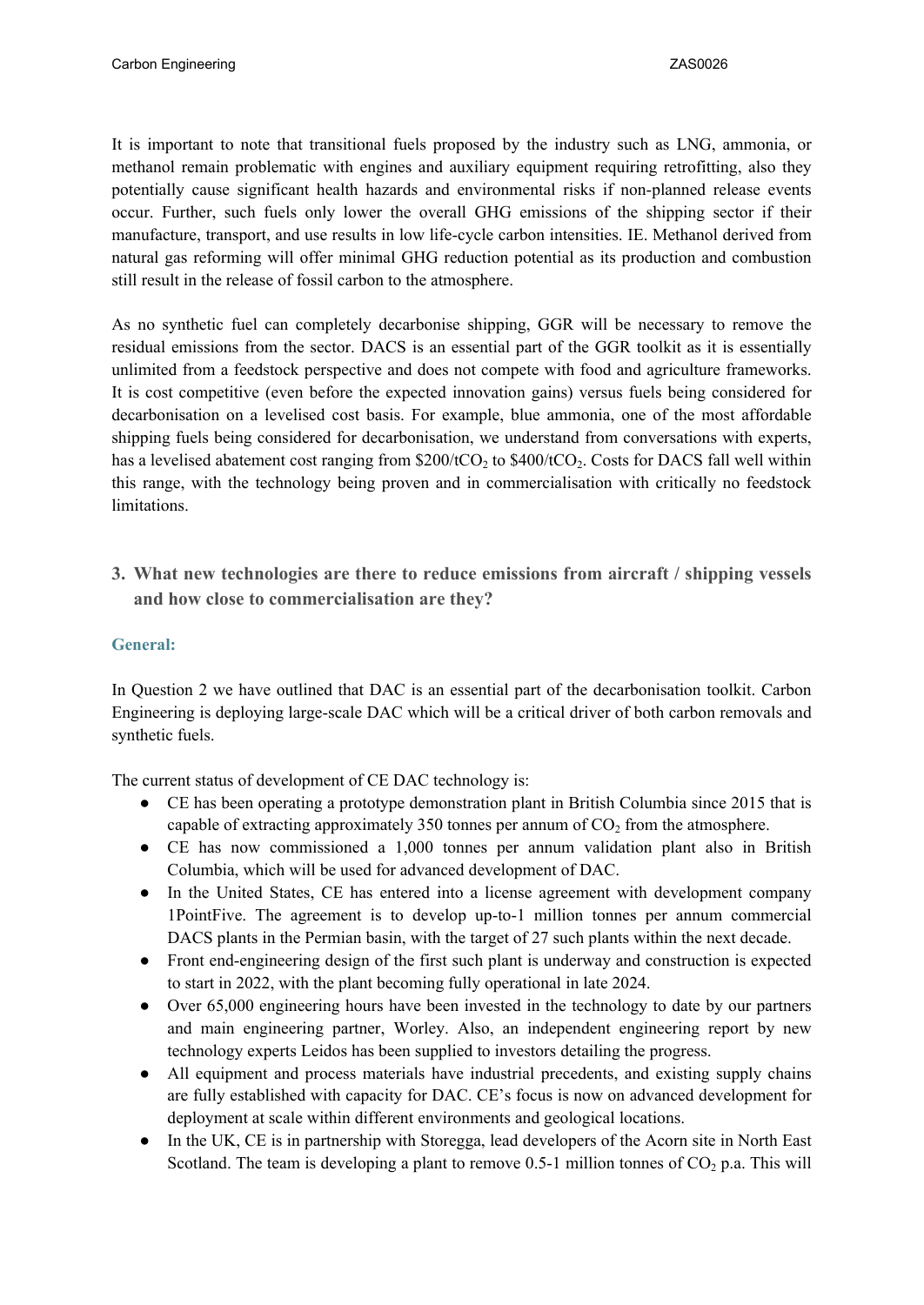It is important to note that transitional fuels proposed by the industry such as LNG, ammonia, or methanol remain problematic with engines and auxiliary equipment requiring retrofitting, also they potentially cause significant health hazards and environmental risks if non-planned release events occur. Further, such fuels only lower the overall GHG emissions of the shipping sector if their manufacture, transport, and use results in low life-cycle carbon intensities. IE. Methanol derived from natural gas reforming will offer minimal GHG reduction potential as its production and combustion still result in the release of fossil carbon to the atmosphere.

As no synthetic fuel can completely decarbonise shipping, GGR will be necessary to remove the residual emissions from the sector. DACS is an essential part of the GGR toolkit as it is essentially unlimited from a feedstock perspective and does not compete with food and agriculture frameworks. It is cost competitive (even before the expected innovation gains) versus fuels being considered for decarbonisation on a levelised cost basis. For example, blue ammonia, one of the most affordable shipping fuels being considered for decarbonisation, we understand from conversations with experts, has a levelised abatement cost ranging from \$200/t$CO_2$ to \$400/t$CO_2$. Costs for DACS fall well within this range, with the technology being proven and in commercialisation with critically no feedstock limitations.

## 3. What new technologies are there to reduce emissions from aircraft / shipping vessels and how close to commercialisation are they?

### General:

In Question 2 we have outlined that DAC is an essential part of the decarbonisation toolkit. Carbon Engineering is deploying large-scale DAC which will be a critical driver of both carbon removals and synthetic fuels.

The current status of development of CE DAC technology is:

- CE has been operating a prototype demonstration plant in British Columbia since 2015 that is capable of extracting approximately 350 tonnes per annum of $CO_2$ from the atmosphere.
- CE has now commissioned a 1,000 tonnes per annum validation plant also in British Columbia, which will be used for advanced development of DAC.
- In the United States, CE has entered into a license agreement with development company 1PointFive. The agreement is to develop up-to-1 million tonnes per annum commercial DACS plants in the Permian basin, with the target of 27 such plants within the next decade.
- Front end-engineering design of the first such plant is underway and construction is expected to start in 2022, with the plant becoming fully operational in late 2024.
- Over 65,000 engineering hours have been invested in the technology to date by our partners and main engineering partner, Worley. Also, an independent engineering report by new technology experts Leidos has been supplied to investors detailing the progress.
- All equipment and process materials have industrial precedents, and existing supply chains are fully established with capacity for DAC. CE's focus is now on advanced development for deployment at scale within different environments and geological locations.
- In the UK, CE is in partnership with Storegga, lead developers of the Acorn site in North East Scotland. The team is developing a plant to remove 0.5-1 million tonnes of $CO_2$ p.a. This will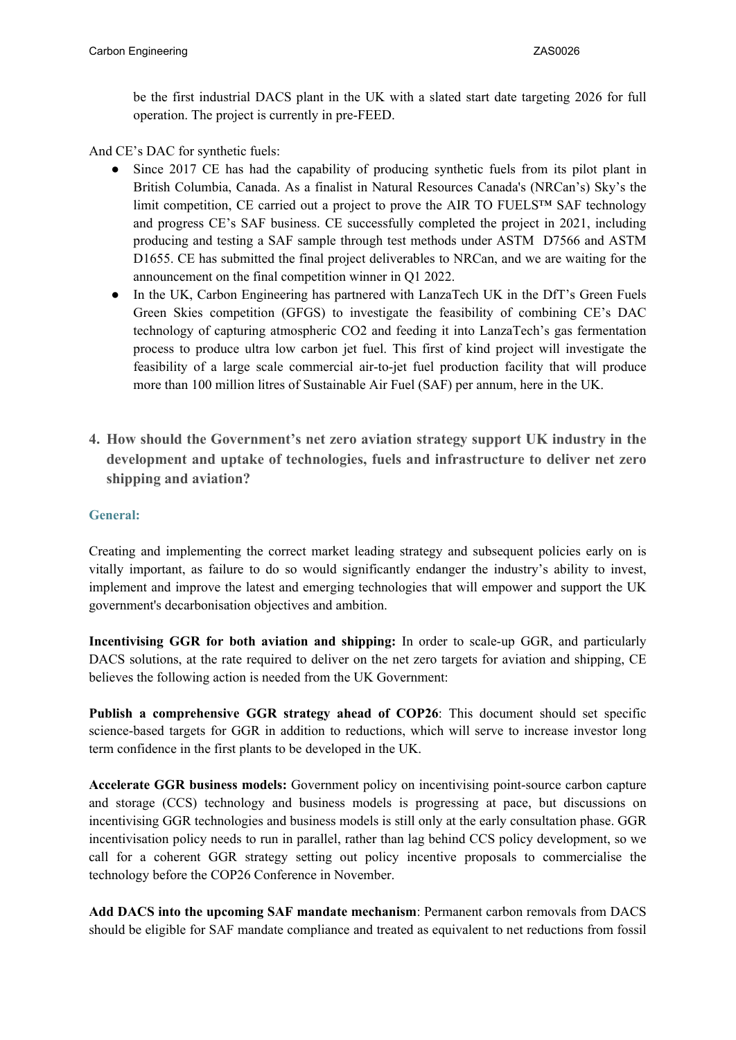be the first industrial DACS plant in the UK with a slated start date targeting 2026 for full operation. The project is currently in pre-FEED.

And CE's DAC for synthetic fuels:

- Since 2017 CE has had the capability of producing synthetic fuels from its pilot plant in British Columbia, Canada. As a finalist in Natural Resources Canada's (NRCan's) Sky's the limit competition, CE carried out a project to prove the AIR TO FUELS™ SAF technology and progress CE's SAF business. CE successfully completed the project in 2021, including producing and testing a SAF sample through test methods under ASTM D7566 and ASTM D1655. CE has submitted the final project deliverables to NRCan, and we are waiting for the announcement on the final competition winner in Q1 2022.
- In the UK, Carbon Engineering has partnered with LanzaTech UK in the DfT's Green Fuels Green Skies competition (GFGS) to investigate the feasibility of combining CE's DAC technology of capturing atmospheric $CO_2$ and feeding it into LanzaTech's gas fermentation process to produce ultra low carbon jet fuel. This first of kind project will investigate the feasibility of a large scale commercial air-to-jet fuel production facility that will produce more than 100 million litres of Sustainable Air Fuel (SAF) per annum, here in the UK.

## 4. How should the Government's net zero aviation strategy support UK industry in the development and uptake of technologies, fuels and infrastructure to deliver net zero shipping and aviation?

### General:

Creating and implementing the correct market leading strategy and subsequent policies early on is vitally important, as failure to do so would significantly endanger the industry's ability to invest, implement and improve the latest and emerging technologies that will empower and support the UK government's decarbonisation objectives and ambition.

**Incentivising GGR for both aviation and shipping:** In order to scale-up GGR, and particularly DACS solutions, at the rate required to deliver on the net zero targets for aviation and shipping, CE believes the following action is needed from the UK Government:

**Publish a comprehensive GGR strategy ahead of COP26**: This document should set specific science-based targets for GGR in addition to reductions, which will serve to increase investor long term confidence in the first plants to be developed in the UK.

**Accelerate GGR business models:** Government policy on incentivising point-source carbon capture and storage (CCS) technology and business models is progressing at pace, but discussions on incentivising GGR technologies and business models is still only at the early consultation phase. GGR incentivisation policy needs to run in parallel, rather than lag behind CCS policy development, so we call for a coherent GGR strategy setting out policy incentive proposals to commercialise the technology before the COP26 Conference in November.

**Add DACS into the upcoming SAF mandate mechanism**: Permanent carbon removals from DACS should be eligible for SAF mandate compliance and treated as equivalent to net reductions from fossil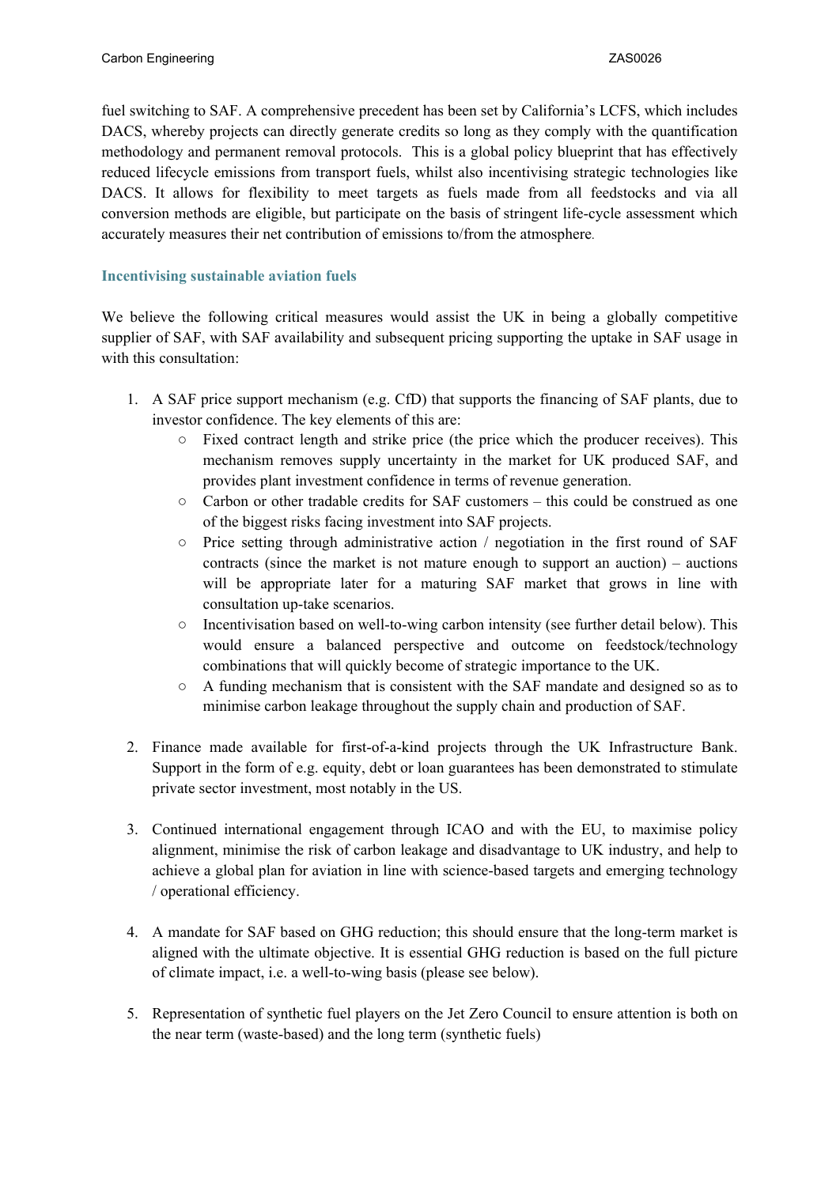fuel switching to SAF. A comprehensive precedent has been set by California's LCFS, which includes DACS, whereby projects can directly generate credits so long as they comply with the quantification methodology and permanent removal protocols. This is a global policy blueprint that has effectively reduced lifecycle emissions from transport fuels, whilst also incentivising strategic technologies like DACS. It allows for flexibility to meet targets as fuels made from all feedstocks and via all conversion methods are eligible, but participate on the basis of stringent life-cycle assessment which accurately measures their net contribution of emissions to/from the atmosphere.

### Incentivising sustainable aviation fuels

We believe the following critical measures would assist the UK in being a globally competitive supplier of SAF, with SAF availability and subsequent pricing supporting the uptake in SAF usage in with this consultation:

1. A SAF price support mechanism (e.g. CfD) that supports the financing of SAF plants, due to investor confidence. The key elements of this are:
    - Fixed contract length and strike price (the price which the producer receives). This mechanism removes supply uncertainty in the market for UK produced SAF, and provides plant investment confidence in terms of revenue generation.
    - Carbon or other tradable credits for SAF customers – this could be construed as one of the biggest risks facing investment into SAF projects.
    - Price setting through administrative action / negotiation in the first round of SAF contracts (since the market is not mature enough to support an auction) – auctions will be appropriate later for a maturing SAF market that grows in line with consultation up-take scenarios.
    - Incentivisation based on well-to-wing carbon intensity (see further detail below). This would ensure a balanced perspective and outcome on feedstock/technology combinations that will quickly become of strategic importance to the UK.
    - A funding mechanism that is consistent with the SAF mandate and designed so as to minimise carbon leakage throughout the supply chain and production of SAF.

2. Finance made available for first-of-a-kind projects through the UK Infrastructure Bank. Support in the form of e.g. equity, debt or loan guarantees has been demonstrated to stimulate private sector investment, most notably in the US.

3. Continued international engagement through ICAO and with the EU, to maximise policy alignment, minimise the risk of carbon leakage and disadvantage to UK industry, and help to achieve a global plan for aviation in line with science-based targets and emerging technology / operational efficiency.

4. A mandate for SAF based on GHG reduction; this should ensure that the long-term market is aligned with the ultimate objective. It is essential GHG reduction is based on the full picture of climate impact, i.e. a well-to-wing basis (please see below).

5. Representation of synthetic fuel players on the Jet Zero Council to ensure attention is both on the near term (waste-based) and the long term (synthetic fuels)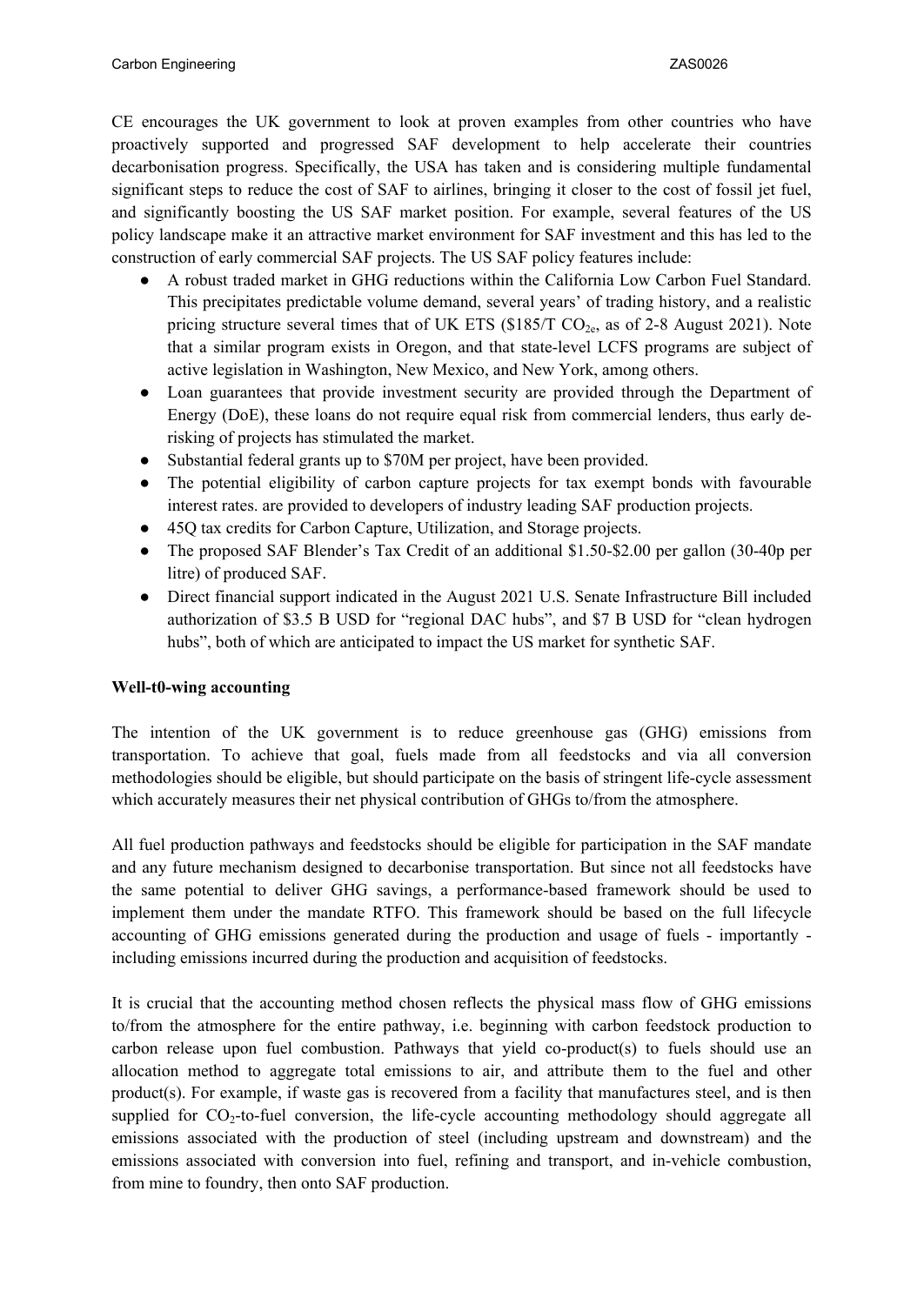CE encourages the UK government to look at proven examples from other countries who have proactively supported and progressed SAF development to help accelerate their countries decarbonisation progress. Specifically, the USA has taken and is considering multiple fundamental significant steps to reduce the cost of SAF to airlines, bringing it closer to the cost of fossil jet fuel, and significantly boosting the US SAF market position. For example, several features of the US policy landscape make it an attractive market environment for SAF investment and this has led to the construction of early commercial SAF projects. The US SAF policy features include:

- A robust traded market in GHG reductions within the California Low Carbon Fuel Standard. This precipitates predictable volume demand, several years' of trading history, and a realistic pricing structure several times that of UK ETS ($185/T $CO_{2e}$, as of 2-8 August 2021). Note that a similar program exists in Oregon, and that state-level LCFS programs are subject of active legislation in Washington, New Mexico, and New York, among others.
- Loan guarantees that provide investment security are provided through the Department of Energy (DoE), these loans do not require equal risk from commercial lenders, thus early de-risking of projects has stimulated the market.
- Substantial federal grants up to $70M per project, have been provided.
- The potential eligibility of carbon capture projects for tax exempt bonds with favourable interest rates. are provided to developers of industry leading SAF production projects.
- 45Q tax credits for Carbon Capture, Utilization, and Storage projects.
- The proposed SAF Blender's Tax Credit of an additional $1.50-$2.00 per gallon (30-40p per litre) of produced SAF.
- Direct financial support indicated in the August 2021 U.S. Senate Infrastructure Bill included authorization of $3.5 B USD for "regional DAC hubs", and $7 B USD for "clean hydrogen hubs", both of which are anticipated to impact the US market for synthetic SAF.

**Well-t0-wing accounting**

The intention of the UK government is to reduce greenhouse gas (GHG) emissions from transportation. To achieve that goal, fuels made from all feedstocks and via all conversion methodologies should be eligible, but should participate on the basis of stringent life-cycle assessment which accurately measures their net physical contribution of GHGs to/from the atmosphere.

All fuel production pathways and feedstocks should be eligible for participation in the SAF mandate and any future mechanism designed to decarbonise transportation. But since not all feedstocks have the same potential to deliver GHG savings, a performance-based framework should be used to implement them under the mandate RTFO. This framework should be based on the full lifecycle accounting of GHG emissions generated during the production and usage of fuels - importantly - including emissions incurred during the production and acquisition of feedstocks.

It is crucial that the accounting method chosen reflects the physical mass flow of GHG emissions to/from the atmosphere for the entire pathway, i.e. beginning with carbon feedstock production to carbon release upon fuel combustion. Pathways that yield co-product(s) to fuels should use an allocation method to aggregate total emissions to air, and attribute them to the fuel and other product(s). For example, if waste gas is recovered from a facility that manufactures steel, and is then supplied for $CO_2$-to-fuel conversion, the life-cycle accounting methodology should aggregate all emissions associated with the production of steel (including upstream and downstream) and the emissions associated with conversion into fuel, refining and transport, and in-vehicle combustion, from mine to foundry, then onto SAF production.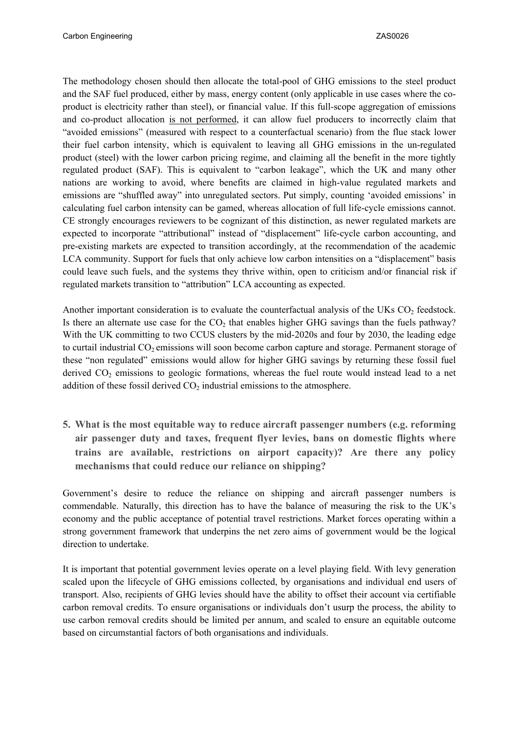The methodology chosen should then allocate the total-pool of GHG emissions to the steel product and the SAF fuel produced, either by mass, energy content (only applicable in use cases where the co-product is electricity rather than steel), or financial value. If this full-scope aggregation of emissions and co-product allocation <u>is not performed</u>, it can allow fuel producers to incorrectly claim that "avoided emissions" (measured with respect to a counterfactual scenario) from the flue stack lower their fuel carbon intensity, which is equivalent to leaving all GHG emissions in the un-regulated product (steel) with the lower carbon pricing regime, and claiming all the benefit in the more tightly regulated product (SAF). This is equivalent to "carbon leakage", which the UK and many other nations are working to avoid, where benefits are claimed in high-value regulated markets and emissions are "shuffled away" into unregulated sectors. Put simply, counting 'avoided emissions' in calculating fuel carbon intensity can be gamed, whereas allocation of full life-cycle emissions cannot. CE strongly encourages reviewers to be cognizant of this distinction, as newer regulated markets are expected to incorporate "attributional" instead of "displacement" life-cycle carbon accounting, and pre-existing markets are expected to transition accordingly, at the recommendation of the academic LCA community. Support for fuels that only achieve low carbon intensities on a "displacement" basis could leave such fuels, and the systems they thrive within, open to criticism and/or financial risk if regulated markets transition to "attribution" LCA accounting as expected.

Another important consideration is to evaluate the counterfactual analysis of the UKs $CO_2$ feedstock. Is there an alternate use case for the $CO_2$ that enables higher GHG savings than the fuels pathway? With the UK committing to two CCUS clusters by the mid-2020s and four by 2030, the leading edge to curtail industrial $CO_2$ emissions will soon become carbon capture and storage. Permanent storage of these "non regulated" emissions would allow for higher GHG savings by returning these fossil fuel derived $CO_2$ emissions to geologic formations, whereas the fuel route would instead lead to a net addition of these fossil derived $CO_2$ industrial emissions to the atmosphere.

**5. What is the most equitable way to reduce aircraft passenger numbers (e.g. reforming air passenger duty and taxes, frequent flyer levies, bans on domestic flights where trains are available, restrictions on airport capacity)? Are there any policy mechanisms that could reduce our reliance on shipping?**

Government's desire to reduce the reliance on shipping and aircraft passenger numbers is commendable. Naturally, this direction has to have the balance of measuring the risk to the UK's economy and the public acceptance of potential travel restrictions. Market forces operating within a strong government framework that underpins the net zero aims of government would be the logical direction to undertake.

It is important that potential government levies operate on a level playing field. With levy generation scaled upon the lifecycle of GHG emissions collected, by organisations and individual end users of transport. Also, recipients of GHG levies should have the ability to offset their account via certifiable carbon removal credits. To ensure organisations or individuals don't usurp the process, the ability to use carbon removal credits should be limited per annum, and scaled to ensure an equitable outcome based on circumstantial factors of both organisations and individuals.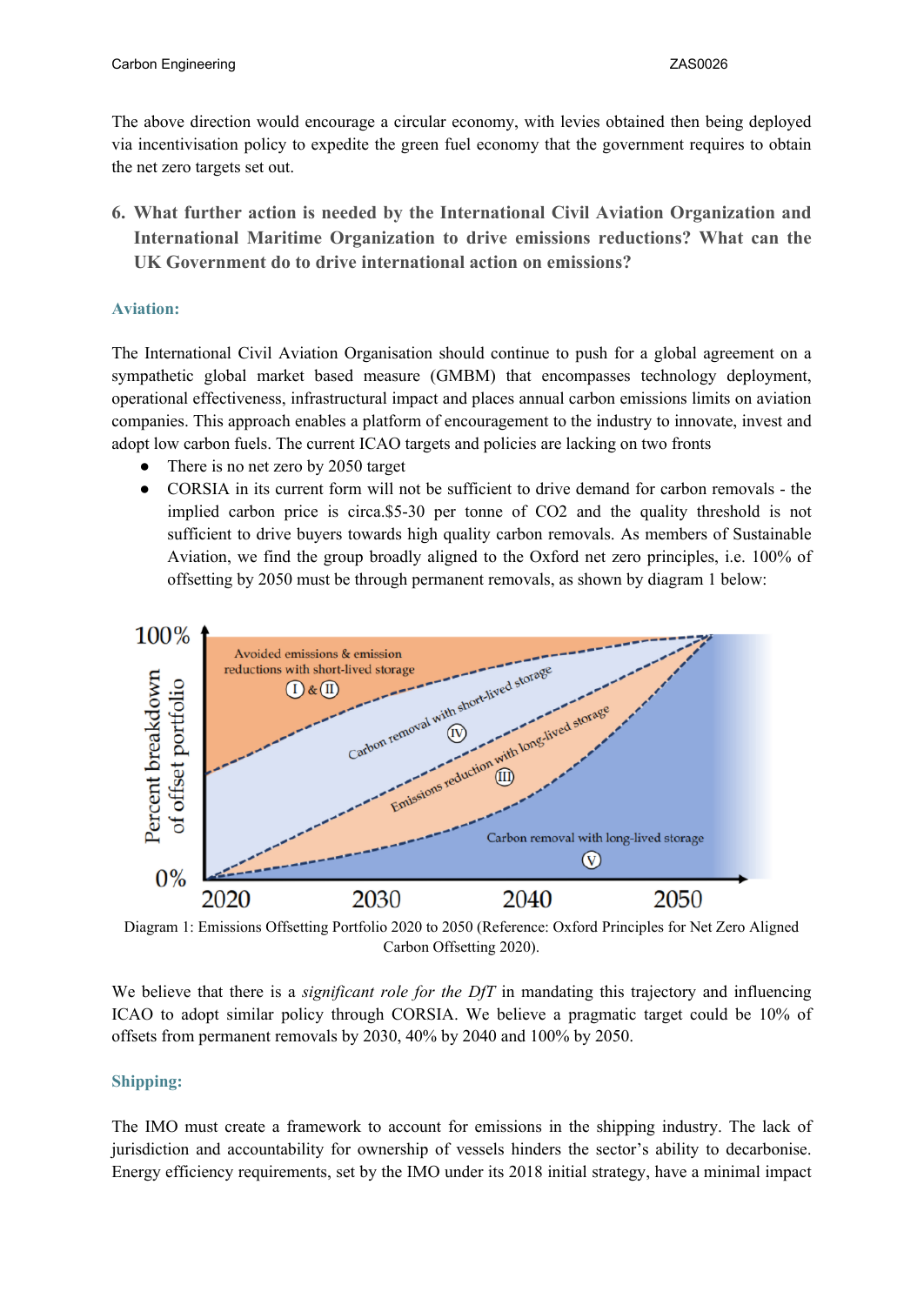The above direction would encourage a circular economy, with levies obtained then being deployed via incentivisation policy to expedite the green fuel economy that the government requires to obtain the net zero targets set out.

6. **What further action is needed by the International Civil Aviation Organization and International Maritime Organization to drive emissions reductions? What can the UK Government do to drive international action on emissions?**

### Aviation:

The International Civil Aviation Organisation should continue to push for a global agreement on a sympathetic global market based measure (GMBM) that encompasses technology deployment, operational effectiveness, infrastructural impact and places annual carbon emissions limits on aviation companies. This approach enables a platform of encouragement to the industry to innovate, invest and adopt low carbon fuels. The current ICAO targets and policies are lacking on two fronts

- There is no net zero by 2050 target
- CORSIA in its current form will not be sufficient to drive demand for carbon removals - the implied carbon price is circa.$5-30 per tonne of $CO_2$ and the quality threshold is not sufficient to drive buyers towards high quality carbon removals. As members of Sustainable Aviation, we find the group broadly aligned to the Oxford net zero principles, i.e. 100% of offsetting by 2050 must be through permanent removals, as shown by diagram 1 below:

Diagram 1: Emissions Offsetting Portfolio 2020 to 2050 (Reference: Oxford Principles for Net Zero Aligned Carbon Offsetting 2020).

We believe that there is a *significant role for the DfT* in mandating this trajectory and influencing ICAO to adopt similar policy through CORSIA. We believe a pragmatic target could be 10% of offsets from permanent removals by 2030, 40% by 2040 and 100% by 2050.

### Shipping:

The IMO must create a framework to account for emissions in the shipping industry. The lack of jurisdiction and accountability for ownership of vessels hinders the sector's ability to decarbonise. Energy efficiency requirements, set by the IMO under its 2018 initial strategy, have a minimal impact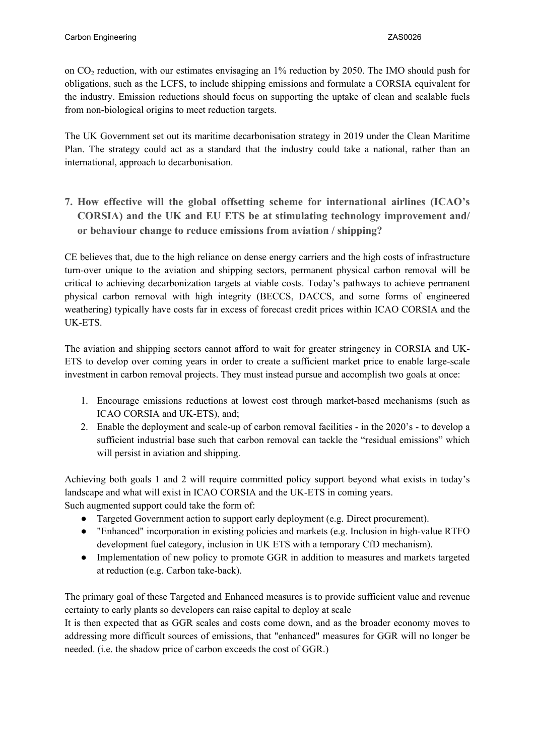on $CO_2$ reduction, with our estimates envisaging an 1% reduction by 2050. The IMO should push for obligations, such as the LCFS, to include shipping emissions and formulate a CORSIA equivalent for the industry. Emission reductions should focus on supporting the uptake of clean and scalable fuels from non-biological origins to meet reduction targets.

The UK Government set out its maritime decarbonisation strategy in 2019 under the Clean Maritime Plan. The strategy could act as a standard that the industry could take a national, rather than an international, approach to decarbonisation.

## 7. How effective will the global offsetting scheme for international airlines (ICAO's CORSIA) and the UK and EU ETS be at stimulating technology improvement and/ or behaviour change to reduce emissions from aviation / shipping?

CE believes that, due to the high reliance on dense energy carriers and the high costs of infrastructure turn-over unique to the aviation and shipping sectors, permanent physical carbon removal will be critical to achieving decarbonization targets at viable costs. Today's pathways to achieve permanent physical carbon removal with high integrity (BECCS, DACCS, and some forms of engineered weathering) typically have costs far in excess of forecast credit prices within ICAO CORSIA and the UK-ETS.

The aviation and shipping sectors cannot afford to wait for greater stringency in CORSIA and UK-ETS to develop over coming years in order to create a sufficient market price to enable large-scale investment in carbon removal projects. They must instead pursue and accomplish two goals at once:

1. Encourage emissions reductions at lowest cost through market-based mechanisms (such as ICAO CORSIA and UK-ETS), and;
2. Enable the deployment and scale-up of carbon removal facilities - in the 2020's - to develop a sufficient industrial base such that carbon removal can tackle the "residual emissions" which will persist in aviation and shipping.

Achieving both goals 1 and 2 will require committed policy support beyond what exists in today's landscape and what will exist in ICAO CORSIA and the UK-ETS in coming years.
Such augmented support could take the form of:

- Targeted Government action to support early deployment (e.g. Direct procurement).
- "Enhanced" incorporation in existing policies and markets (e.g. Inclusion in high-value RTFO development fuel category, inclusion in UK ETS with a temporary CfD mechanism).
- Implementation of new policy to promote GGR in addition to measures and markets targeted at reduction (e.g. Carbon take-back).

The primary goal of these Targeted and Enhanced measures is to provide sufficient value and revenue certainty to early plants so developers can raise capital to deploy at scale
It is then expected that as GGR scales and costs come down, and as the broader economy moves to addressing more difficult sources of emissions, that "enhanced" measures for GGR will no longer be needed. (i.e. the shadow price of carbon exceeds the cost of GGR.)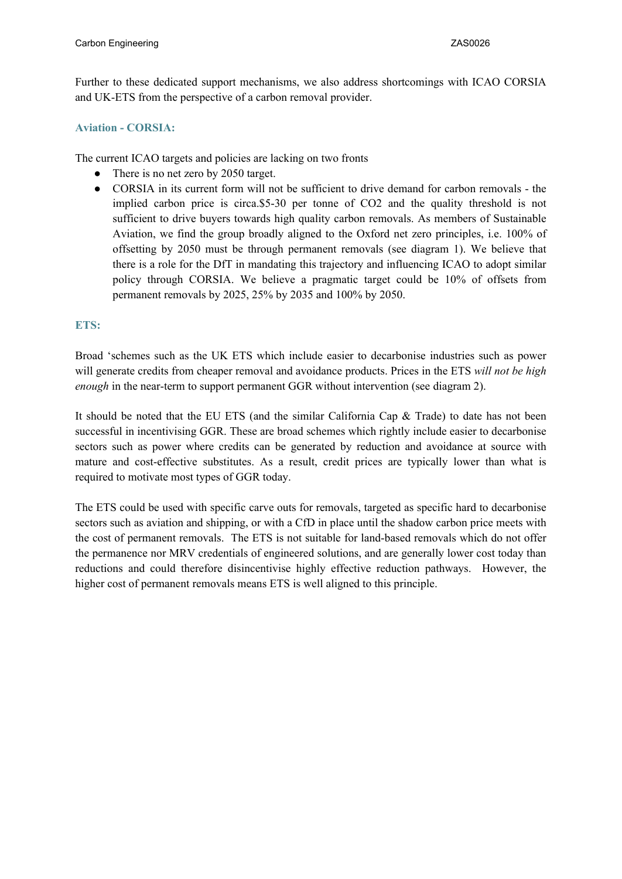Further to these dedicated support mechanisms, we also address shortcomings with ICAO CORSIA and UK-ETS from the perspective of a carbon removal provider.

### Aviation - CORSIA:

The current ICAO targets and policies are lacking on two fronts

- There is no net zero by 2050 target.
- CORSIA in its current form will not be sufficient to drive demand for carbon removals - the implied carbon price is circa.$5-30 per tonne of CO2 and the quality threshold is not sufficient to drive buyers towards high quality carbon removals. As members of Sustainable Aviation, we find the group broadly aligned to the Oxford net zero principles, i.e. 100% of offsetting by 2050 must be through permanent removals (see diagram 1). We believe that there is a role for the DfT in mandating this trajectory and influencing ICAO to adopt similar policy through CORSIA. We believe a pragmatic target could be 10% of offsets from permanent removals by 2025, 25% by 2035 and 100% by 2050.

### ETS:

Broad 'schemes such as the UK ETS which include easier to decarbonise industries such as power will generate credits from cheaper removal and avoidance products. Prices in the ETS *will not be high enough* in the near-term to support permanent GGR without intervention (see diagram 2).

It should be noted that the EU ETS (and the similar California Cap & Trade) to date has not been successful in incentivising GGR. These are broad schemes which rightly include easier to decarbonise sectors such as power where credits can be generated by reduction and avoidance at source with mature and cost-effective substitutes. As a result, credit prices are typically lower than what is required to motivate most types of GGR today.

The ETS could be used with specific carve outs for removals, targeted as specific hard to decarbonise sectors such as aviation and shipping, or with a CfD in place until the shadow carbon price meets with the cost of permanent removals. The ETS is not suitable for land-based removals which do not offer the permanence nor MRV credentials of engineered solutions, and are generally lower cost today than reductions and could therefore disincentivise highly effective reduction pathways. However, the higher cost of permanent removals means ETS is well aligned to this principle.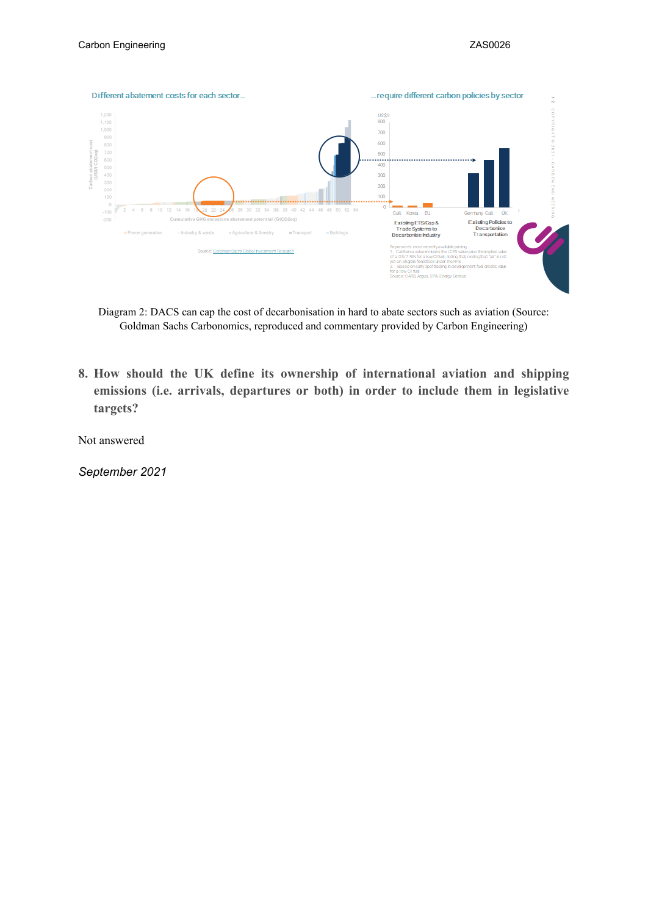Different abatement costs for each sector…

…require different carbon policies by sector

Carbon abatement cost (US$/t CO2eq)

1,200
1,100
1,000
900
800
700
600
500
400
300
200
100
0
-100
-200

0 2 4 6 8 10 12 14 16 18 20 22 24 26 28 30 32 34 36 38 40 42 44 46 48 50 52 54

Cumulative GHG emissions abatement potential (GtCO2eq)

Power generation · Industry & waste · Agriculture & forestry · Transport · Buildings

Source: Goldman Sachs Global Investment Research

US$/t
800
700
600
500
400
300
200
100
0

Cali. Korea EU

Existing ETS/Cap & Trade Systems to Decarbonise Industry

Germany Cali. UK

Existing Policies to Decarbonise Transportation

Represents most recently available pricing
1. California value includes the LCFS value plus the implied value of a D3/7 RIN for a low CI fuel, noting that "air" is not yet an eligible feedstock under the RFS
2. Based on early spot trading in development fuel credits; value for a low CI fuel
Source: CARB, Argus, EPA, Energy Census

COPYRIGHT © 2021 · CARBON ENGINEERING

Diagram 2: DACS can cap the cost of decarbonisation in hard to abate sectors such as aviation (Source: Goldman Sachs Carbonomics, reproduced and commentary provided by Carbon Engineering)

**8. How should the UK define its ownership of international aviation and shipping emissions (i.e. arrivals, departures or both) in order to include them in legislative targets?**

Not answered

*September 2021*